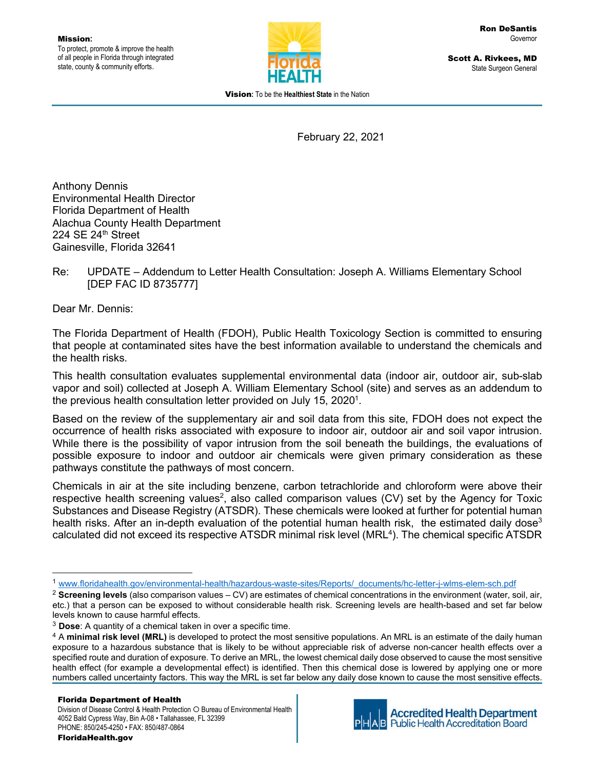**Mission**:
To protect, promote & improve the health of all people in Florida through integrated state, county & community efforts.

**Ron DeSantis**
Governor

**Scott A. Rivkees, MD**
State Surgeon General

**Vision**: To be the **Healthiest State** in the Nation

February 22, 2021

Anthony Dennis
Environmental Health Director
Florida Department of Health
Alachua County Health Department
224 SE 24th Street
Gainesville, Florida 32641

Re: UPDATE – Addendum to Letter Health Consultation: Joseph A. Williams Elementary School [DEP FAC ID 8735777]

Dear Mr. Dennis:

The Florida Department of Health (FDOH), Public Health Toxicology Section is committed to ensuring that people at contaminated sites have the best information available to understand the chemicals and the health risks.

This health consultation evaluates supplemental environmental data (indoor air, outdoor air, sub-slab vapor and soil) collected at Joseph A. William Elementary School (site) and serves as an addendum to the previous health consultation letter provided on July 15, 2020[1].

Based on the review of the supplementary air and soil data from this site, FDOH does not expect the occurrence of health risks associated with exposure to indoor air, outdoor air and soil vapor intrusion. While there is the possibility of vapor intrusion from the soil beneath the buildings, the evaluations of possible exposure to indoor and outdoor air chemicals were given primary consideration as these pathways constitute the pathways of most concern.

Chemicals in air at the site including benzene, carbon tetrachloride and chloroform were above their respective health screening values[2], also called comparison values (CV) set by the Agency for Toxic Substances and Disease Registry (ATSDR). These chemicals were looked at further for potential human health risks. After an in-depth evaluation of the potential human health risk, the estimated daily dose[3] calculated did not exceed its respective ATSDR minimal risk level (MRL[4]). The chemical specific ATSDR

---

[1] www.floridahealth.gov/environmental-health/hazardous-waste-sites/Reports/_documents/hc-letter-j-wlms-elem-sch.pdf

[2] **Screening levels** (also comparison values – CV) are estimates of chemical concentrations in the environment (water, soil, air, etc.) that a person can be exposed to without considerable health risk. Screening levels are health-based and set far below levels known to cause harmful effects.

[3] **Dose**: A quantity of a chemical taken in over a specific time.

[4] A **minimal risk level (MRL)** is developed to protect the most sensitive populations. An MRL is an estimate of the daily human exposure to a hazardous substance that is likely to be without appreciable risk of adverse non-cancer health effects over a specified route and duration of exposure. To derive an MRL, the lowest chemical daily dose observed to cause the most sensitive health effect (for example a developmental effect) is identified. Then this chemical dose is lowered by applying one or more numbers called uncertainty factors. This way the MRL is set far below any daily dose known to cause the most sensitive effects.

**Florida Department of Health**
Division of Disease Control & Health Protection ○ Bureau of Environmental Health
4052 Bald Cypress Way, Bin A-08 • Tallahassee, FL 32399
PHONE: 850/245-4250 • FAX: 850/487-0864
**FloridaHealth.gov**

Accredited Health Department
Public Health Accreditation Board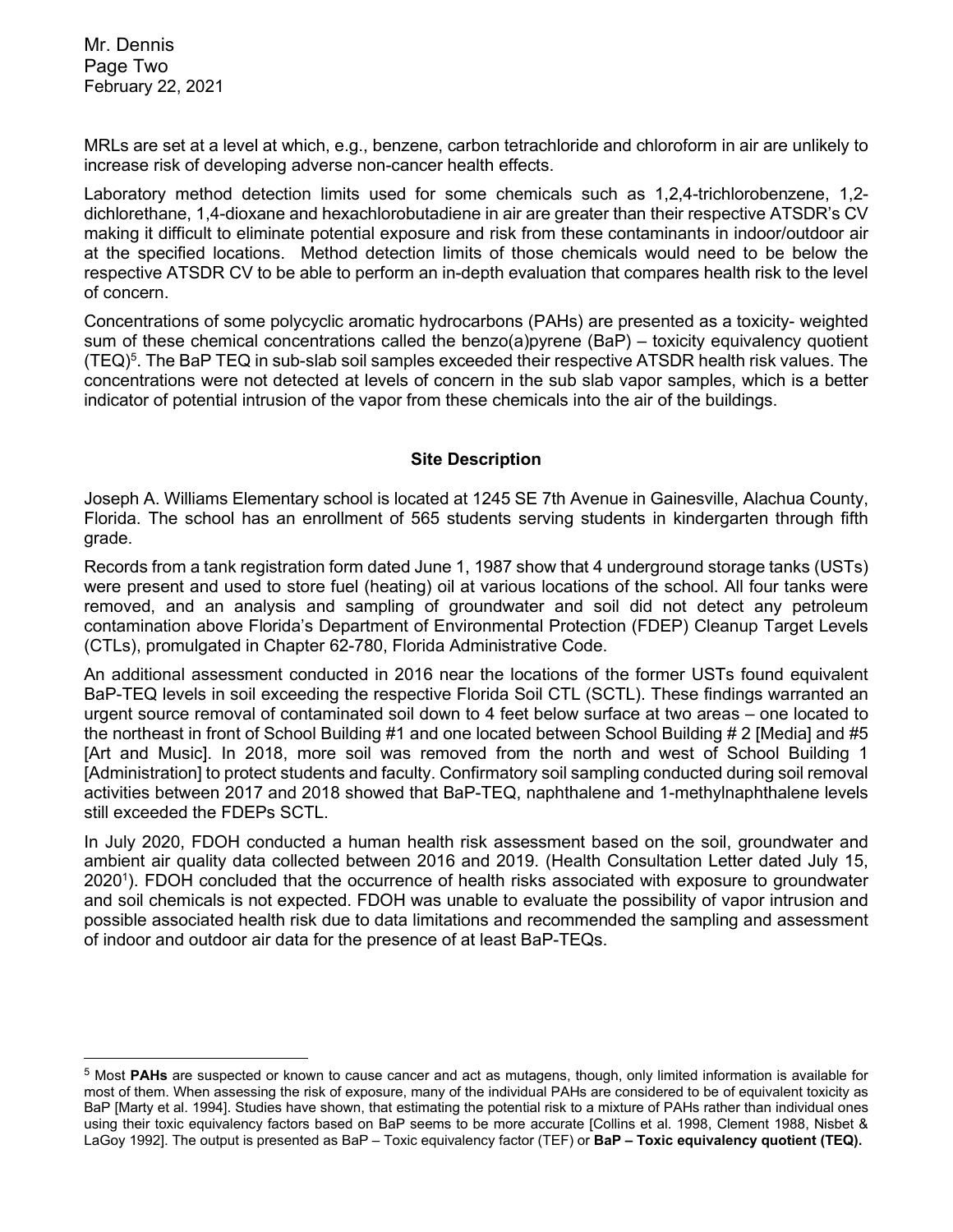MRLs are set at a level at which, e.g., benzene, carbon tetrachloride and chloroform in air are unlikely to increase risk of developing adverse non-cancer health effects.

Laboratory method detection limits used for some chemicals such as 1,2,4-trichlorobenzene, 1,2-dichlorethane, 1,4-dioxane and hexachlorobutadiene in air are greater than their respective ATSDR's CV making it difficult to eliminate potential exposure and risk from these contaminants in indoor/outdoor air at the specified locations. Method detection limits of those chemicals would need to be below the respective ATSDR CV to be able to perform an in-depth evaluation that compares health risk to the level of concern.

Concentrations of some polycyclic aromatic hydrocarbons (PAHs) are presented as a toxicity- weighted sum of these chemical concentrations called the benzo(a)pyrene (BaP) – toxicity equivalency quotient (TEQ)[5]. The BaP TEQ in sub-slab soil samples exceeded their respective ATSDR health risk values. The concentrations were not detected at levels of concern in the sub slab vapor samples, which is a better indicator of potential intrusion of the vapor from these chemicals into the air of the buildings.

## Site Description

Joseph A. Williams Elementary school is located at 1245 SE 7th Avenue in Gainesville, Alachua County, Florida. The school has an enrollment of 565 students serving students in kindergarten through fifth grade.

Records from a tank registration form dated June 1, 1987 show that 4 underground storage tanks (USTs) were present and used to store fuel (heating) oil at various locations of the school. All four tanks were removed, and an analysis and sampling of groundwater and soil did not detect any petroleum contamination above Florida's Department of Environmental Protection (FDEP) Cleanup Target Levels (CTLs), promulgated in Chapter 62-780, Florida Administrative Code.

An additional assessment conducted in 2016 near the locations of the former USTs found equivalent BaP-TEQ levels in soil exceeding the respective Florida Soil CTL (SCTL). These findings warranted an urgent source removal of contaminated soil down to 4 feet below surface at two areas – one located to the northeast in front of School Building #1 and one located between School Building # 2 [Media] and #5 [Art and Music]. In 2018, more soil was removed from the north and west of School Building 1 [Administration] to protect students and faculty. Confirmatory soil sampling conducted during soil removal activities between 2017 and 2018 showed that BaP-TEQ, naphthalene and 1-methylnaphthalene levels still exceeded the FDEPs SCTL.

In July 2020, FDOH conducted a human health risk assessment based on the soil, groundwater and ambient air quality data collected between 2016 and 2019. (Health Consultation Letter dated July 15, 2020[1]). FDOH concluded that the occurrence of health risks associated with exposure to groundwater and soil chemicals is not expected. FDOH was unable to evaluate the possibility of vapor intrusion and possible associated health risk due to data limitations and recommended the sampling and assessment of indoor and outdoor air data for the presence of at least BaP-TEQs.

---

[5] Most **PAHs** are suspected or known to cause cancer and act as mutagens, though, only limited information is available for most of them. When assessing the risk of exposure, many of the individual PAHs are considered to be of equivalent toxicity as BaP [Marty et al. 1994]. Studies have shown, that estimating the potential risk to a mixture of PAHs rather than individual ones using their toxic equivalency factors based on BaP seems to be more accurate [Collins et al. 1998, Clement 1988, Nisbet & LaGoy 1992]. The output is presented as BaP – Toxic equivalency factor (TEF) or **BaP – Toxic equivalency quotient (TEQ).**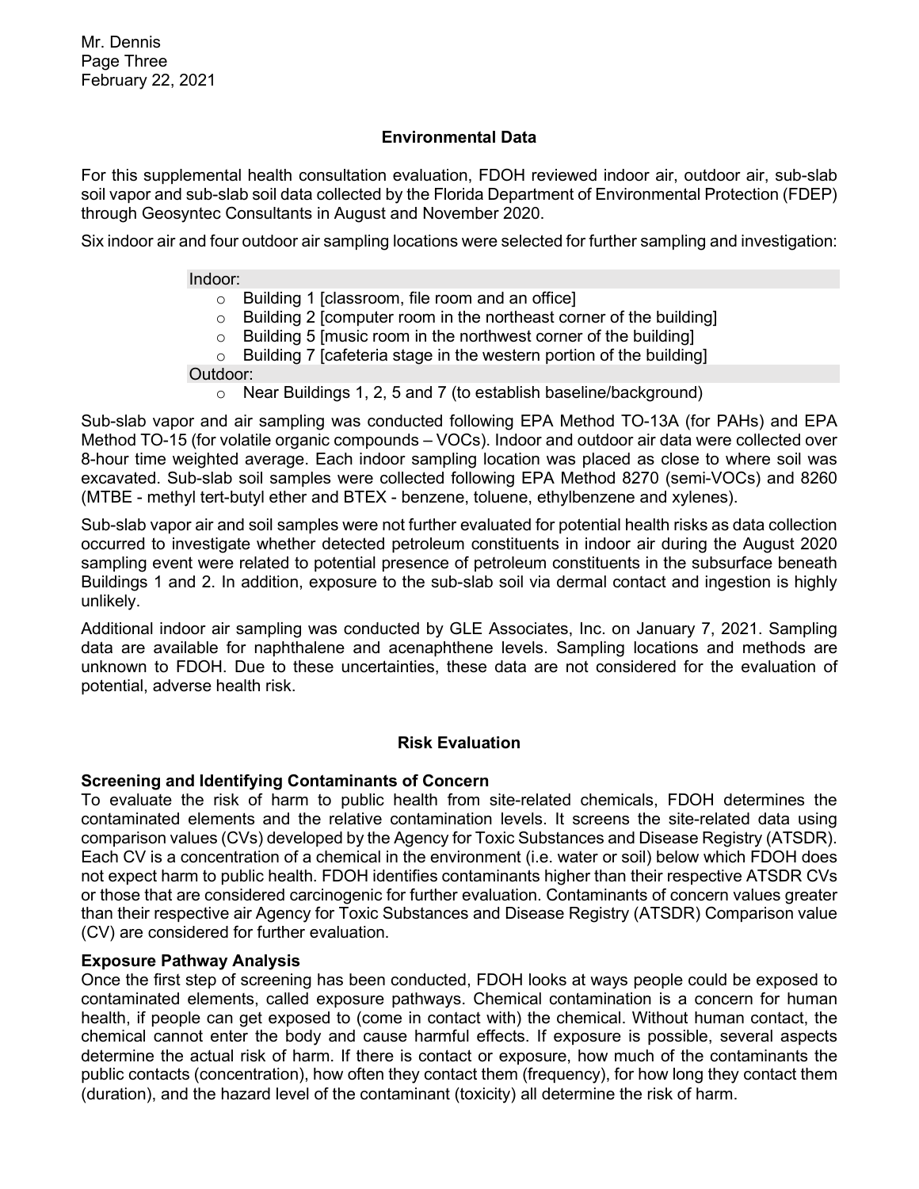## Environmental Data

For this supplemental health consultation evaluation, FDOH reviewed indoor air, outdoor air, sub-slab soil vapor and sub-slab soil data collected by the Florida Department of Environmental Protection (FDEP) through Geosyntec Consultants in August and November 2020.

Six indoor air and four outdoor air sampling locations were selected for further sampling and investigation:

Indoor:

- Building 1 [classroom, file room and an office]
- Building 2 [computer room in the northeast corner of the building]
- Building 5 [music room in the northwest corner of the building]
- Building 7 [cafeteria stage in the western portion of the building]

Outdoor:

- Near Buildings 1, 2, 5 and 7 (to establish baseline/background)

Sub-slab vapor and air sampling was conducted following EPA Method TO-13A (for PAHs) and EPA Method TO-15 (for volatile organic compounds – VOCs). Indoor and outdoor air data were collected over 8-hour time weighted average. Each indoor sampling location was placed as close to where soil was excavated. Sub-slab soil samples were collected following EPA Method 8270 (semi-VOCs) and 8260 (MTBE - methyl tert-butyl ether and BTEX - benzene, toluene, ethylbenzene and xylenes).

Sub-slab vapor air and soil samples were not further evaluated for potential health risks as data collection occurred to investigate whether detected petroleum constituents in indoor air during the August 2020 sampling event were related to potential presence of petroleum constituents in the subsurface beneath Buildings 1 and 2. In addition, exposure to the sub-slab soil via dermal contact and ingestion is highly unlikely.

Additional indoor air sampling was conducted by GLE Associates, Inc. on January 7, 2021. Sampling data are available for naphthalene and acenaphthene levels. Sampling locations and methods are unknown to FDOH. Due to these uncertainties, these data are not considered for the evaluation of potential, adverse health risk.

## Risk Evaluation

### Screening and Identifying Contaminants of Concern

To evaluate the risk of harm to public health from site-related chemicals, FDOH determines the contaminated elements and the relative contamination levels. It screens the site-related data using comparison values (CVs) developed by the Agency for Toxic Substances and Disease Registry (ATSDR). Each CV is a concentration of a chemical in the environment (i.e. water or soil) below which FDOH does not expect harm to public health. FDOH identifies contaminants higher than their respective ATSDR CVs or those that are considered carcinogenic for further evaluation. Contaminants of concern values greater than their respective air Agency for Toxic Substances and Disease Registry (ATSDR) Comparison value (CV) are considered for further evaluation.

### Exposure Pathway Analysis

Once the first step of screening has been conducted, FDOH looks at ways people could be exposed to contaminated elements, called exposure pathways. Chemical contamination is a concern for human health, if people can get exposed to (come in contact with) the chemical. Without human contact, the chemical cannot enter the body and cause harmful effects. If exposure is possible, several aspects determine the actual risk of harm. If there is contact or exposure, how much of the contaminants the public contacts (concentration), how often they contact them (frequency), for how long they contact them (duration), and the hazard level of the contaminant (toxicity) all determine the risk of harm.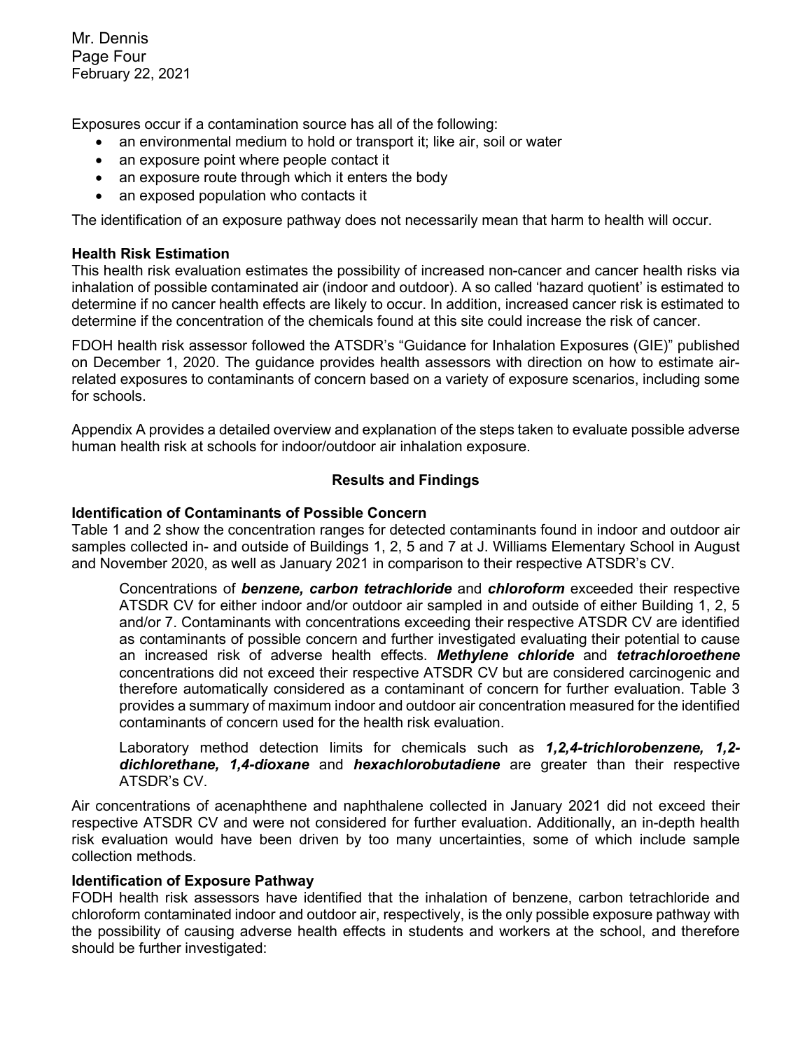Exposures occur if a contamination source has all of the following:

- an environmental medium to hold or transport it; like air, soil or water
- an exposure point where people contact it
- an exposure route through which it enters the body
- an exposed population who contacts it

The identification of an exposure pathway does not necessarily mean that harm to health will occur.

**Health Risk Estimation**

This health risk evaluation estimates the possibility of increased non-cancer and cancer health risks via inhalation of possible contaminated air (indoor and outdoor). A so called 'hazard quotient' is estimated to determine if no cancer health effects are likely to occur. In addition, increased cancer risk is estimated to determine if the concentration of the chemicals found at this site could increase the risk of cancer.

FDOH health risk assessor followed the ATSDR's "Guidance for Inhalation Exposures (GIE)" published on December 1, 2020. The guidance provides health assessors with direction on how to estimate air-related exposures to contaminants of concern based on a variety of exposure scenarios, including some for schools.

Appendix A provides a detailed overview and explanation of the steps taken to evaluate possible adverse human health risk at schools for indoor/outdoor air inhalation exposure.

## Results and Findings

**Identification of Contaminants of Possible Concern**

Table 1 and 2 show the concentration ranges for detected contaminants found in indoor and outdoor air samples collected in- and outside of Buildings 1, 2, 5 and 7 at J. Williams Elementary School in August and November 2020, as well as January 2021 in comparison to their respective ATSDR's CV.

> Concentrations of ***benzene, carbon tetrachloride*** and ***chloroform*** exceeded their respective ATSDR CV for either indoor and/or outdoor air sampled in and outside of either Building 1, 2, 5 and/or 7. Contaminants with concentrations exceeding their respective ATSDR CV are identified as contaminants of possible concern and further investigated evaluating their potential to cause an increased risk of adverse health effects. ***Methylene chloride*** and ***tetrachloroethene*** concentrations did not exceed their respective ATSDR CV but are considered carcinogenic and therefore automatically considered as a contaminant of concern for further evaluation. Table 3 provides a summary of maximum indoor and outdoor air concentration measured for the identified contaminants of concern used for the health risk evaluation.
>
> Laboratory method detection limits for chemicals such as ***1,2,4-trichlorobenzene, 1,2-dichlorethane, 1,4-dioxane*** and ***hexachlorobutadiene*** are greater than their respective ATSDR's CV.

Air concentrations of acenaphthene and naphthalene collected in January 2021 did not exceed their respective ATSDR CV and were not considered for further evaluation. Additionally, an in-depth health risk evaluation would have been driven by too many uncertainties, some of which include sample collection methods.

**Identification of Exposure Pathway**

FODH health risk assessors have identified that the inhalation of benzene, carbon tetrachloride and chloroform contaminated indoor and outdoor air, respectively, is the only possible exposure pathway with the possibility of causing adverse health effects in students and workers at the school, and therefore should be further investigated: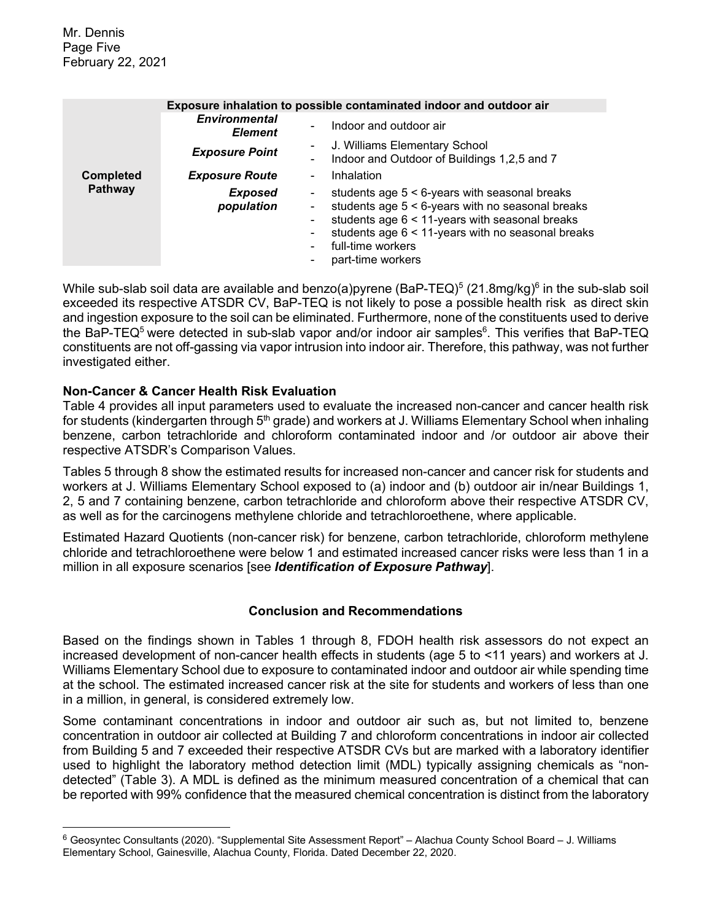| | Exposure inhalation to possible contaminated indoor and outdoor air | |
|---|---|---|
| **Completed Pathway** | ***Environmental Element*** | - Indoor and outdoor air |
| | ***Exposure Point*** | - J. Williams Elementary School<br>- Indoor and Outdoor of Buildings 1,2,5 and 7 |
| | ***Exposure Route*** | - Inhalation |
| | ***Exposed population*** | - students age 5 < 6-years with seasonal breaks<br>- students age 5 < 6-years with no seasonal breaks<br>- students age 6 < 11-years with seasonal breaks<br>- students age 6 < 11-years with no seasonal breaks<br>- full-time workers<br>- part-time workers |

While sub-slab soil data are available and benzo(a)pyrene (BaP-TEQ)[5] (21.8mg/kg)[6] in the sub-slab soil exceeded its respective ATSDR CV, BaP-TEQ is not likely to pose a possible health risk as direct skin and ingestion exposure to the soil can be eliminated. Furthermore, none of the constituents used to derive the BaP-TEQ[5] were detected in sub-slab vapor and/or indoor air samples[6]. This verifies that BaP-TEQ constituents are not off-gassing via vapor intrusion into indoor air. Therefore, this pathway, was not further investigated either.

**Non-Cancer & Cancer Health Risk Evaluation**

Table 4 provides all input parameters used to evaluate the increased non-cancer and cancer health risk for students (kindergarten through 5th grade) and workers at J. Williams Elementary School when inhaling benzene, carbon tetrachloride and chloroform contaminated indoor and /or outdoor air above their respective ATSDR's Comparison Values.

Tables 5 through 8 show the estimated results for increased non-cancer and cancer risk for students and workers at J. Williams Elementary School exposed to (a) indoor and (b) outdoor air in/near Buildings 1, 2, 5 and 7 containing benzene, carbon tetrachloride and chloroform above their respective ATSDR CV, as well as for the carcinogens methylene chloride and tetrachloroethene, where applicable.

Estimated Hazard Quotients (non-cancer risk) for benzene, carbon tetrachloride, chloroform methylene chloride and tetrachloroethene were below 1 and estimated increased cancer risks were less than 1 in a million in all exposure scenarios [see ***Identification of Exposure Pathway***].

**Conclusion and Recommendations**

Based on the findings shown in Tables 1 through 8, FDOH health risk assessors do not expect an increased development of non-cancer health effects in students (age 5 to <11 years) and workers at J. Williams Elementary School due to exposure to contaminated indoor and outdoor air while spending time at the school. The estimated increased cancer risk at the site for students and workers of less than one in a million, in general, is considered extremely low.

Some contaminant concentrations in indoor and outdoor air such as, but not limited to, benzene concentration in outdoor air collected at Building 7 and chloroform concentrations in indoor air collected from Building 5 and 7 exceeded their respective ATSDR CVs but are marked with a laboratory identifier used to highlight the laboratory method detection limit (MDL) typically assigning chemicals as "non-detected" (Table 3). A MDL is defined as the minimum measured concentration of a chemical that can be reported with 99% confidence that the measured chemical concentration is distinct from the laboratory

---

[6] Geosyntec Consultants (2020). "Supplemental Site Assessment Report" – Alachua County School Board – J. Williams Elementary School, Gainesville, Alachua County, Florida. Dated December 22, 2020.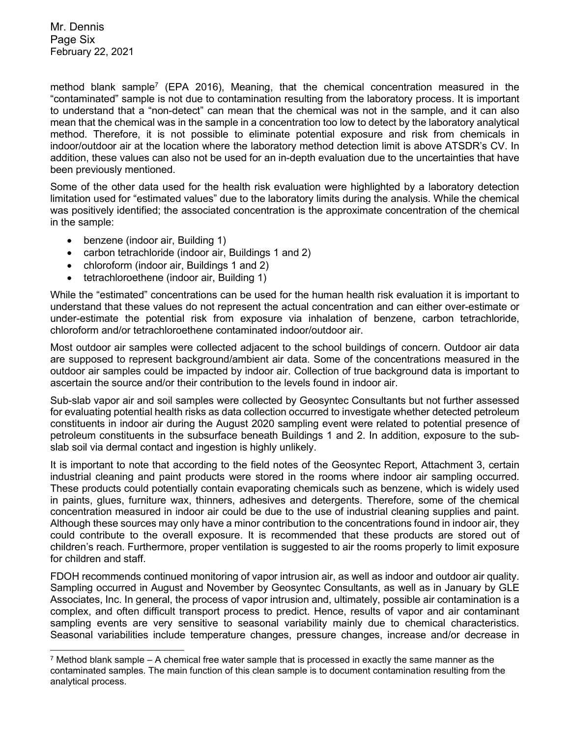method blank sample[7] (EPA 2016), Meaning, that the chemical concentration measured in the "contaminated" sample is not due to contamination resulting from the laboratory process. It is important to understand that a "non-detect" can mean that the chemical was not in the sample, and it can also mean that the chemical was in the sample in a concentration too low to detect by the laboratory analytical method. Therefore, it is not possible to eliminate potential exposure and risk from chemicals in indoor/outdoor air at the location where the laboratory method detection limit is above ATSDR's CV. In addition, these values can also not be used for an in-depth evaluation due to the uncertainties that have been previously mentioned.

Some of the other data used for the health risk evaluation were highlighted by a laboratory detection limitation used for "estimated values" due to the laboratory limits during the analysis. While the chemical was positively identified; the associated concentration is the approximate concentration of the chemical in the sample:

- benzene (indoor air, Building 1)
- carbon tetrachloride (indoor air, Buildings 1 and 2)
- chloroform (indoor air, Buildings 1 and 2)
- tetrachloroethene (indoor air, Building 1)

While the "estimated" concentrations can be used for the human health risk evaluation it is important to understand that these values do not represent the actual concentration and can either over-estimate or under-estimate the potential risk from exposure via inhalation of benzene, carbon tetrachloride, chloroform and/or tetrachloroethene contaminated indoor/outdoor air.

Most outdoor air samples were collected adjacent to the school buildings of concern. Outdoor air data are supposed to represent background/ambient air data. Some of the concentrations measured in the outdoor air samples could be impacted by indoor air. Collection of true background data is important to ascertain the source and/or their contribution to the levels found in indoor air.

Sub-slab vapor air and soil samples were collected by Geosyntec Consultants but not further assessed for evaluating potential health risks as data collection occurred to investigate whether detected petroleum constituents in indoor air during the August 2020 sampling event were related to potential presence of petroleum constituents in the subsurface beneath Buildings 1 and 2. In addition, exposure to the sub-slab soil via dermal contact and ingestion is highly unlikely.

It is important to note that according to the field notes of the Geosyntec Report, Attachment 3, certain industrial cleaning and paint products were stored in the rooms where indoor air sampling occurred. These products could potentially contain evaporating chemicals such as benzene, which is widely used in paints, glues, furniture wax, thinners, adhesives and detergents. Therefore, some of the chemical concentration measured in indoor air could be due to the use of industrial cleaning supplies and paint. Although these sources may only have a minor contribution to the concentrations found in indoor air, they could contribute to the overall exposure. It is recommended that these products are stored out of children's reach. Furthermore, proper ventilation is suggested to air the rooms properly to limit exposure for children and staff.

FDOH recommends continued monitoring of vapor intrusion air, as well as indoor and outdoor air quality. Sampling occurred in August and November by Geosyntec Consultants, as well as in January by GLE Associates, Inc. In general, the process of vapor intrusion and, ultimately, possible air contamination is a complex, and often difficult transport process to predict. Hence, results of vapor and air contaminant sampling events are very sensitive to seasonal variability mainly due to chemical characteristics. Seasonal variabilities include temperature changes, pressure changes, increase and/or decrease in

[7] Method blank sample – A chemical free water sample that is processed in exactly the same manner as the contaminated samples. The main function of this clean sample is to document contamination resulting from the analytical process.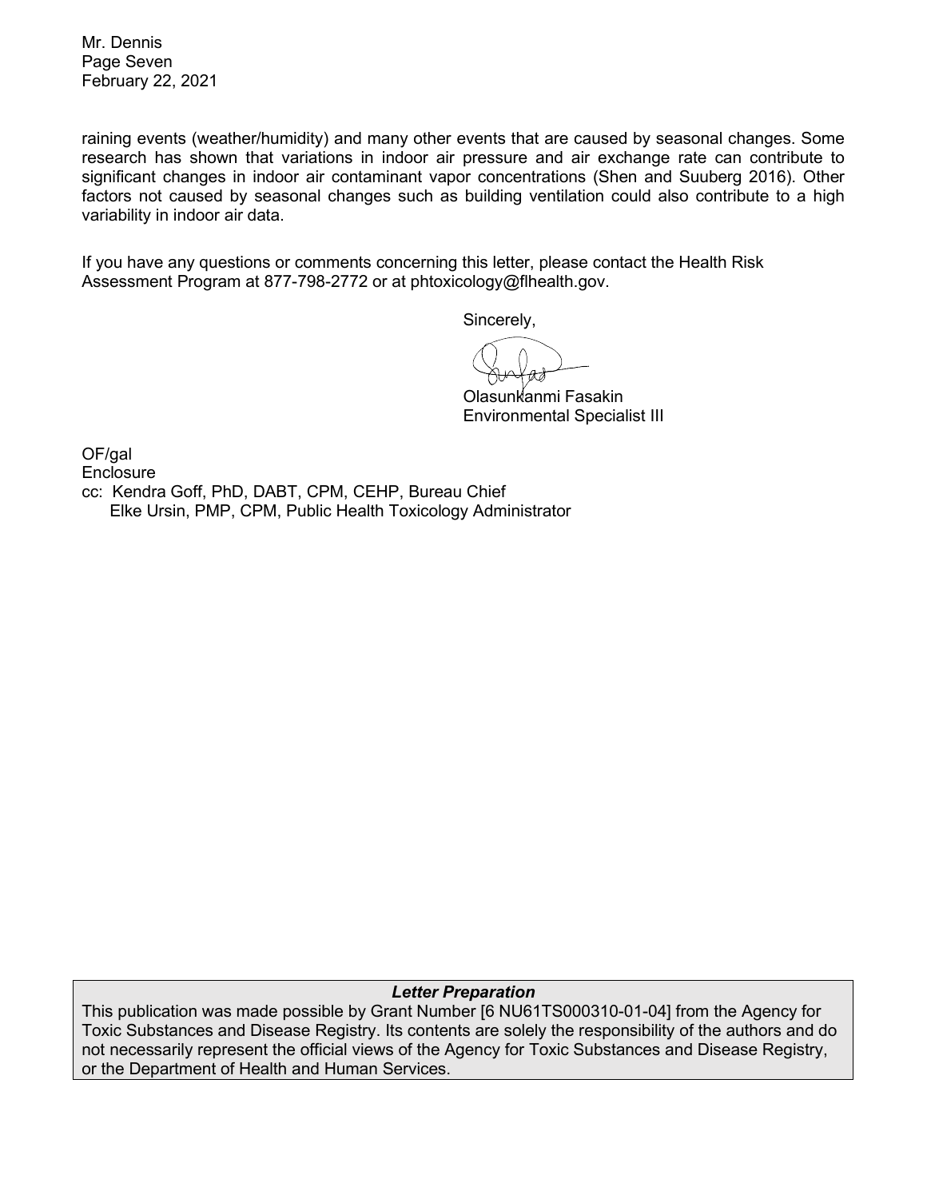raining events (weather/humidity) and many other events that are caused by seasonal changes. Some research has shown that variations in indoor air pressure and air exchange rate can contribute to significant changes in indoor air contaminant vapor concentrations (Shen and Suuberg 2016). Other factors not caused by seasonal changes such as building ventilation could also contribute to a high variability in indoor air data.

If you have any questions or comments concerning this letter, please contact the Health Risk Assessment Program at 877-798-2772 or at phtoxicology@flhealth.gov.

Sincerely,

Olasunkanmi Fasakin
Environmental Specialist III

OF/gal
Enclosure
cc: Kendra Goff, PhD, DABT, CPM, CEHP, Bureau Chief
Elke Ursin, PMP, CPM, Public Health Toxicology Administrator

***Letter Preparation***

This publication was made possible by Grant Number [6 NU61TS000310-01-04] from the Agency for Toxic Substances and Disease Registry. Its contents are solely the responsibility of the authors and do not necessarily represent the official views of the Agency for Toxic Substances and Disease Registry, or the Department of Health and Human Services.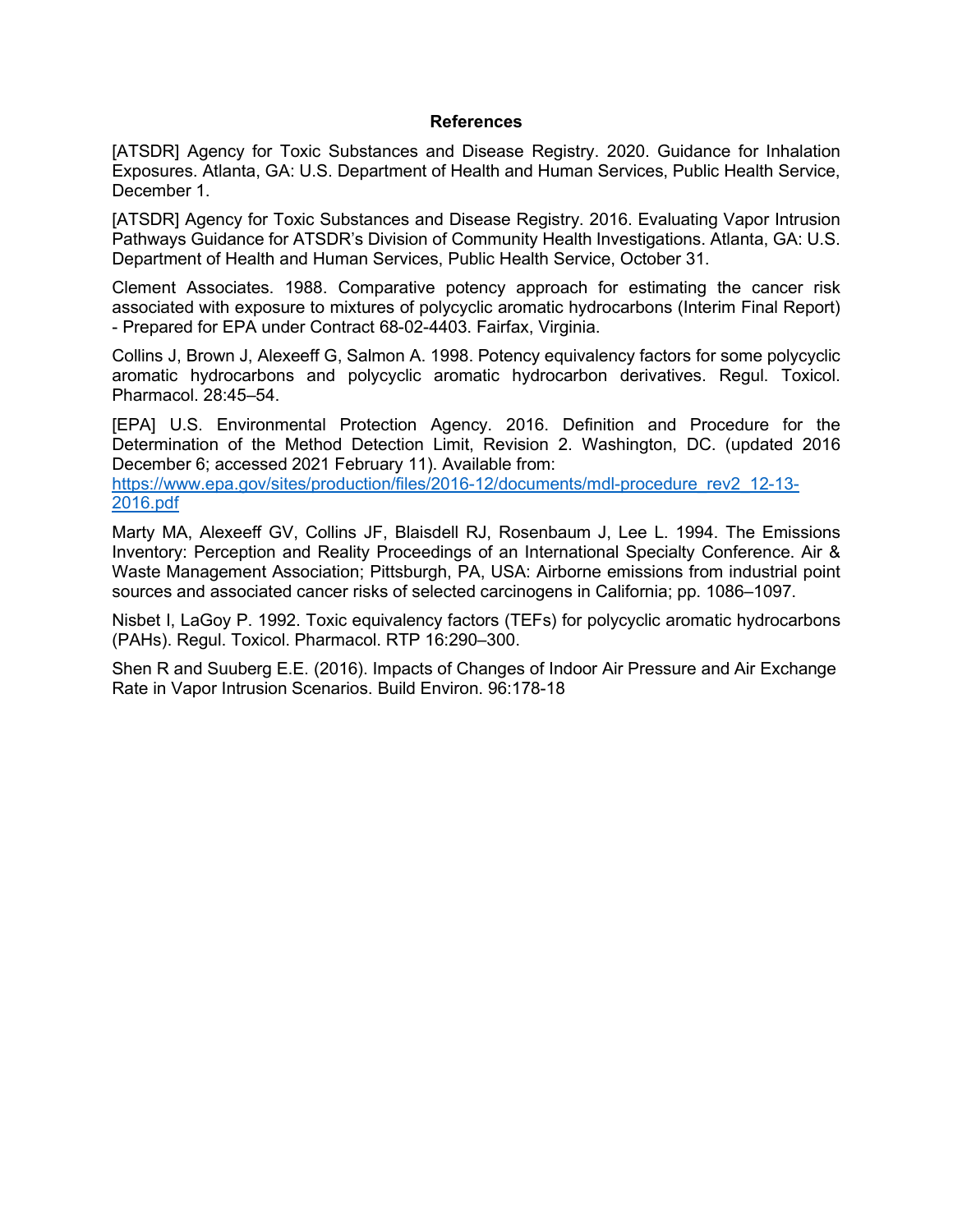## References

[ATSDR] Agency for Toxic Substances and Disease Registry. 2020. Guidance for Inhalation Exposures. Atlanta, GA: U.S. Department of Health and Human Services, Public Health Service, December 1.

[ATSDR] Agency for Toxic Substances and Disease Registry. 2016. Evaluating Vapor Intrusion Pathways Guidance for ATSDR's Division of Community Health Investigations. Atlanta, GA: U.S. Department of Health and Human Services, Public Health Service, October 31.

Clement Associates. 1988. Comparative potency approach for estimating the cancer risk associated with exposure to mixtures of polycyclic aromatic hydrocarbons (Interim Final Report) - Prepared for EPA under Contract 68-02-4403. Fairfax, Virginia.

Collins J, Brown J, Alexeeff G, Salmon A. 1998. Potency equivalency factors for some polycyclic aromatic hydrocarbons and polycyclic aromatic hydrocarbon derivatives. Regul. Toxicol. Pharmacol. 28:45–54.

[EPA] U.S. Environmental Protection Agency. 2016. Definition and Procedure for the Determination of the Method Detection Limit, Revision 2. Washington, DC. (updated 2016 December 6; accessed 2021 February 11). Available from: [https://www.epa.gov/sites/production/files/2016-12/documents/mdl-procedure_rev2_12-13-2016.pdf](https://www.epa.gov/sites/production/files/2016-12/documents/mdl-procedure_rev2_12-13-2016.pdf)

Marty MA, Alexeeff GV, Collins JF, Blaisdell RJ, Rosenbaum J, Lee L. 1994. The Emissions Inventory: Perception and Reality Proceedings of an International Specialty Conference. Air & Waste Management Association; Pittsburgh, PA, USA: Airborne emissions from industrial point sources and associated cancer risks of selected carcinogens in California; pp. 1086–1097.

Nisbet I, LaGoy P. 1992. Toxic equivalency factors (TEFs) for polycyclic aromatic hydrocarbons (PAHs). Regul. Toxicol. Pharmacol. RTP 16:290–300.

Shen R and Suuberg E.E. (2016). Impacts of Changes of Indoor Air Pressure and Air Exchange Rate in Vapor Intrusion Scenarios. Build Environ. 96:178-18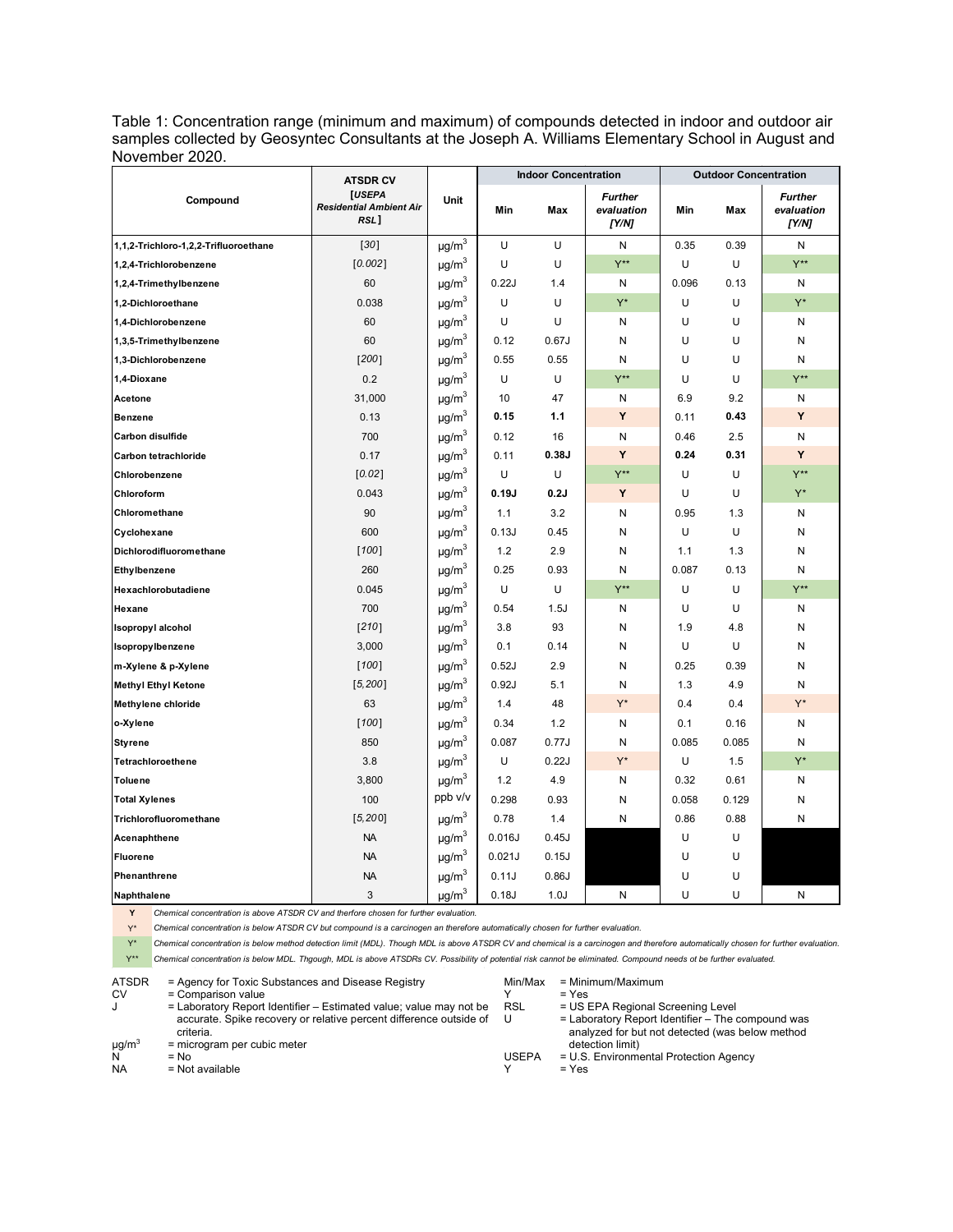Table 1: Concentration range (minimum and maximum) of compounds detected in indoor and outdoor air samples collected by Geosyntec Consultants at the Joseph A. Williams Elementary School in August and November 2020.

| Compound | ATSDR CV [USEPA Residential Ambient Air RSL] | Unit | Indoor Concentration | | | Outdoor Concentration | | |
|---|---|---|---|---|---|---|---|---|
| | | | Min | Max | Further evaluation [Y/N] | Min | Max | Further evaluation [Y/N] |
| 1,1,2-Trichloro-1,2,2-Trifluoroethane | [30] | μg/m³ | U | U | N | 0.35 | 0.39 | N |
| 1,2,4-Trichlorobenzene | [0.002] | μg/m³ | U | U | Y** | U | U | Y** |
| 1,2,4-Trimethylbenzene | 60 | μg/m³ | 0.22J | 1.4 | N | 0.096 | 0.13 | N |
| 1,2-Dichloroethane | 0.038 | μg/m³ | U | U | Y* | U | U | Y* |
| 1,4-Dichlorobenzene | 60 | μg/m³ | U | U | N | U | U | N |
| 1,3,5-Trimethylbenzene | 60 | μg/m³ | 0.12 | 0.67J | N | U | U | N |
| 1,3-Dichlorobenzene | [200] | μg/m³ | 0.55 | 0.55 | N | U | U | N |
| 1,4-Dioxane | 0.2 | μg/m³ | U | U | Y** | U | U | Y** |
| Acetone | 31,000 | μg/m³ | 10 | 47 | N | 6.9 | 9.2 | N |
| Benzene | 0.13 | μg/m³ | **0.15** | **1.1** | **Y** | 0.11 | **0.43** | **Y** |
| Carbon disulfide | 700 | μg/m³ | 0.12 | 16 | N | 0.46 | 2.5 | N |
| Carbon tetrachloride | 0.17 | μg/m³ | 0.11 | **0.38J** | **Y** | **0.24** | **0.31** | **Y** |
| Chlorobenzene | [0.02] | μg/m³ | U | U | Y** | U | U | Y** |
| Chloroform | 0.043 | μg/m³ | **0.19J** | **0.2J** | **Y** | U | U | Y* |
| Chloromethane | 90 | μg/m³ | 1.1 | 3.2 | N | 0.95 | 1.3 | N |
| Cyclohexane | 600 | μg/m³ | 0.13J | 0.45 | N | U | U | N |
| Dichlorodifluoromethane | [100] | μg/m³ | 1.2 | 2.9 | N | 1.1 | 1.3 | N |
| Ethylbenzene | 260 | μg/m³ | 0.25 | 0.93 | N | 0.087 | 0.13 | N |
| Hexachlorobutadiene | 0.045 | μg/m³ | U | U | Y** | U | U | Y** |
| Hexane | 700 | μg/m³ | 0.54 | 1.5J | N | U | U | N |
| Isopropyl alcohol | [210] | μg/m³ | 3.8 | 93 | N | 1.9 | 4.8 | N |
| Isopropylbenzene | 3,000 | μg/m³ | 0.1 | 0.14 | N | U | U | N |
| m-Xylene & p-Xylene | [100] | μg/m³ | 0.52J | 2.9 | N | 0.25 | 0.39 | N |
| Methyl Ethyl Ketone | [5,200] | μg/m³ | 0.92J | 5.1 | N | 1.3 | 4.9 | N |
| Methylene chloride | 63 | μg/m³ | 1.4 | 48 | Y* | 0.4 | 0.4 | Y* |
| o-Xylene | [100] | μg/m³ | 0.34 | 1.2 | N | 0.1 | 0.16 | N |
| Styrene | 850 | μg/m³ | 0.087 | 0.77J | N | 0.085 | 0.085 | N |
| Tetrachloroethene | 3.8 | μg/m³ | U | 0.22J | Y* | U | 1.5 | Y* |
| Toluene | 3,800 | μg/m³ | 1.2 | 4.9 | N | 0.32 | 0.61 | N |
| Total Xylenes | 100 | ppb v/v | 0.298 | 0.93 | N | 0.058 | 0.129 | N |
| Trichlorofluoromethane | [5,200] | μg/m³ | 0.78 | 1.4 | N | 0.86 | 0.88 | N |
| Acenaphthene | NA | μg/m³ | 0.016J | 0.45J | | U | U | |
| Fluorene | NA | μg/m³ | 0.021J | 0.15J | | U | U | |
| Phenanthrene | NA | μg/m³ | 0.11J | 0.86J | | U | U | |
| Naphthalene | 3 | μg/m³ | 0.18J | 1.0J | N | U | U | N |

Y — *Chemical concentration is above ATSDR CV and therfore chosen for further evaluation.*

Y* — *Chemical concentration is below ATSDR CV but compound is a carcinogen an therefore automatically chosen for further evaluation.*

Y* — *Chemical concentration is below method detection limit (MDL). Though MDL is above ATSDR CV and chemical is a carcinogen and therefore automatically chosen for further evaluation.*

Y** — *Chemical concentration is below MDL. Thgough, MDL is above ATSDRs CV. Possibility of potential risk cannot be eliminated. Compound needs ot be further evaluated.*

ATSDR = Agency for Toxic Substances and Disease Registry
CV = Comparison value
J = Laboratory Report Identifier – Estimated value; value may not be accurate. Spike recovery or relative percent difference outside of criteria.
μg/m³ = microgram per cubic meter
N = No
NA = Not available
Min/Max = Minimum/Maximum
Y = Yes
RSL = US EPA Regional Screening Level
U = Laboratory Report Identifier – The compound was analyzed for but not detected (was below method detection limit)
USEPA = U.S. Environmental Protection Agency
Y = Yes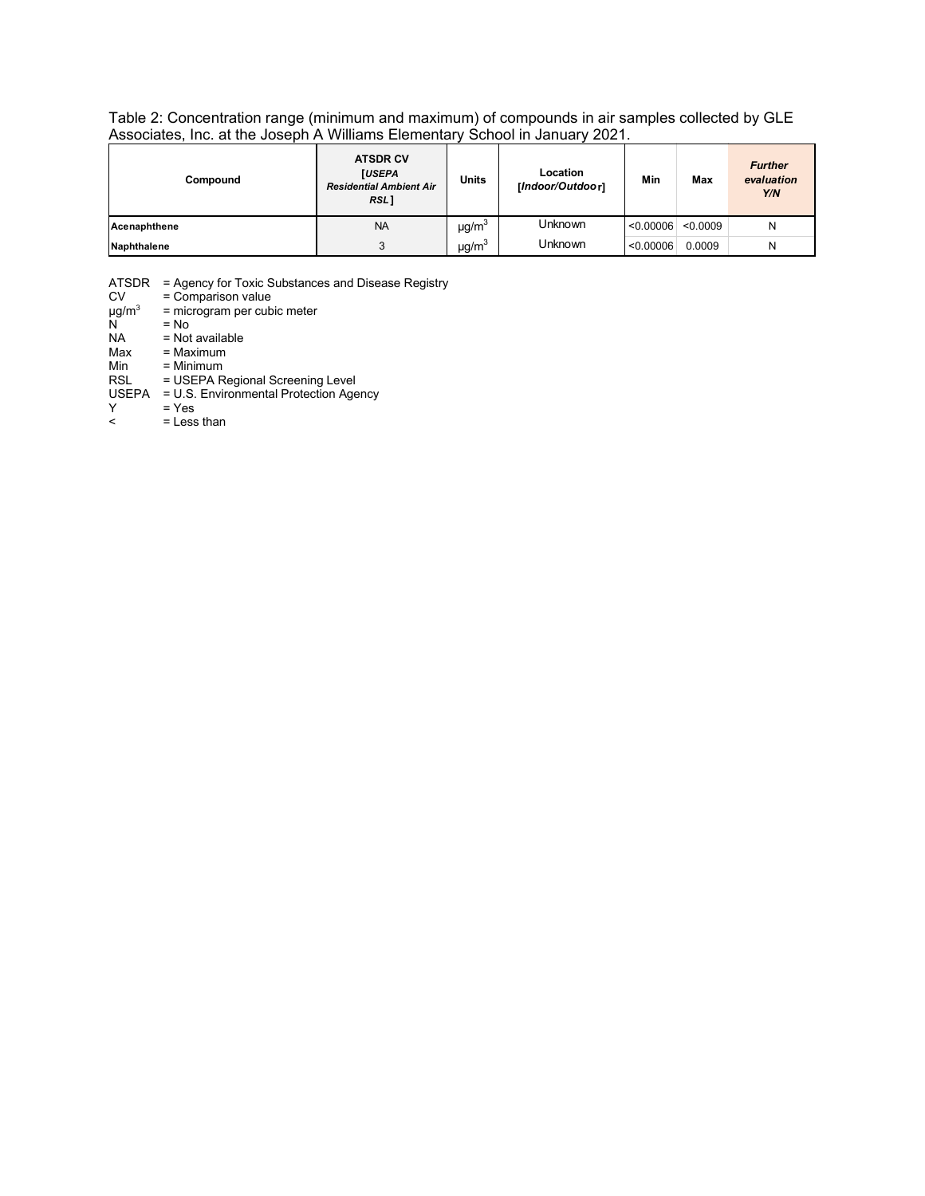Table 2: Concentration range (minimum and maximum) of compounds in air samples collected by GLE Associates, Inc. at the Joseph A Williams Elementary School in January 2021.

| Compound | ATSDR CV [*USEPA Residential Ambient Air RSL*] | Units | Location [*Indoor/Outdoor*] | Min | Max | *Further evaluation Y/N* |
|---|---|---|---|---|---|---|
| **Acenaphthene** | NA | $\mu g/m^3$ | Unknown | <0.00006 | <0.0009 | N |
| **Naphthalene** | 3 | $\mu g/m^3$ | Unknown | <0.00006 | 0.0009 | N |

ATSDR = Agency for Toxic Substances and Disease Registry
CV = Comparison value
$\mu g/m^3$ = microgram per cubic meter
N = No
NA = Not available
Max = Maximum
Min = Minimum
RSL = USEPA Regional Screening Level
USEPA = U.S. Environmental Protection Agency
Y = Yes
< = Less than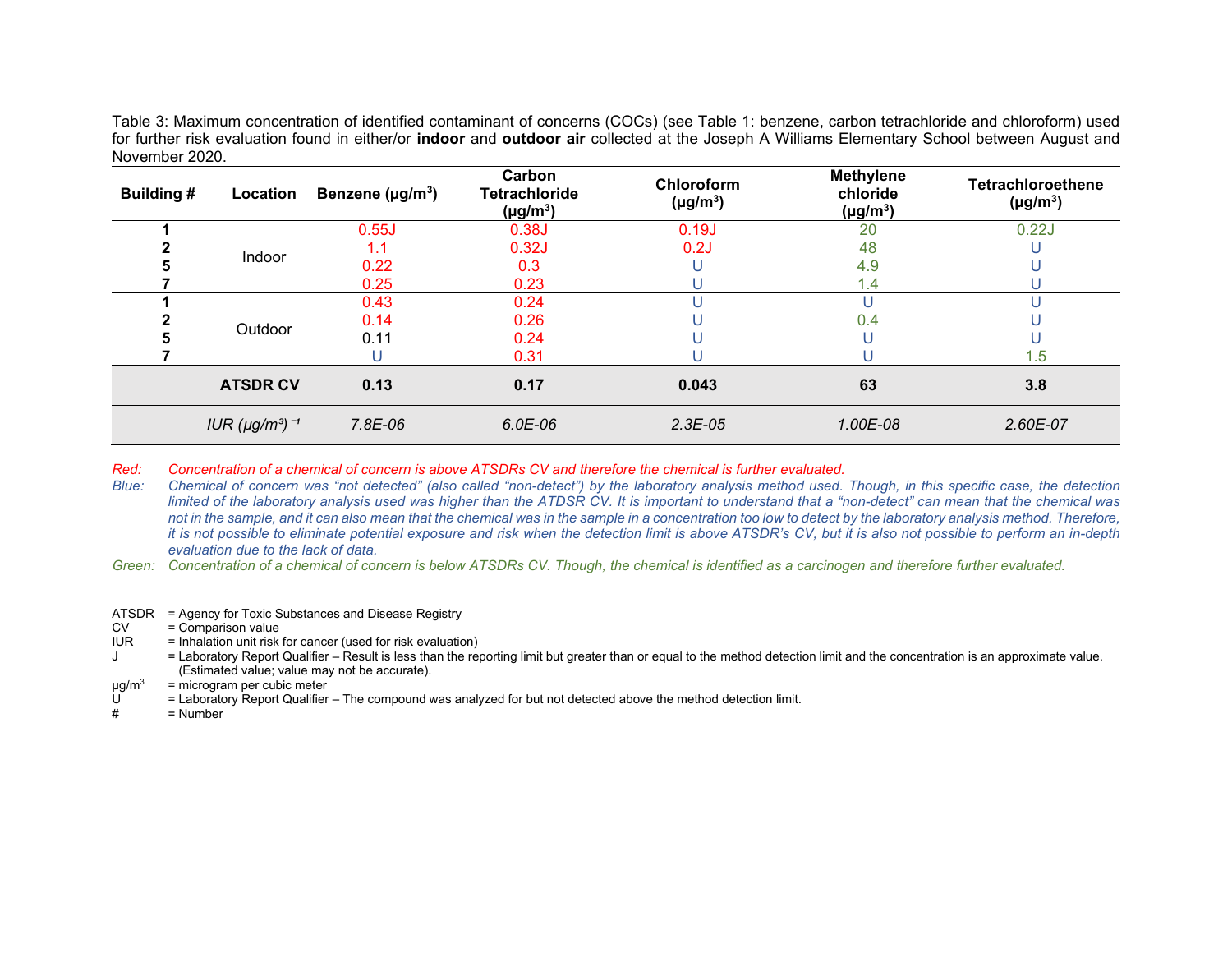Table 3: Maximum concentration of identified contaminant of concerns (COCs) (see Table 1: benzene, carbon tetrachloride and chloroform) used for further risk evaluation found in either/or **indoor** and **outdoor air** collected at the Joseph A Williams Elementary School between August and November 2020.

| Building # | Location | Benzene ($\mu g/m^3$) | Carbon Tetrachloride ($\mu g/m^3$) | Chloroform ($\mu g/m^3$) | Methylene chloride ($\mu g/m^3$) | Tetrachloroethene ($\mu g/m^3$) |
|---|---|---|---|---|---|---|
| 1 | Indoor | 0.55J | 0.38J | 0.19J | 20 | 0.22J |
| 2 | | 1.1 | 0.32J | 0.2J | 48 | U |
| 5 | | 0.22 | 0.3 | U | 4.9 | U |
| 7 | | 0.25 | 0.23 | U | 1.4 | U |
| 1 | Outdoor | 0.43 | 0.24 | U | U | U |
| 2 | | 0.14 | 0.26 | U | 0.4 | U |
| 5 | | 0.11 | 0.24 | U | U | U |
| 7 | | U | 0.31 | U | U | 1.5 |
| | **ATSDR CV** | **0.13** | **0.17** | **0.043** | **63** | **3.8** |
| | *IUR ($\mu g/m^3$)$^{-1}$* | *7.8E-06* | *6.0E-06* | *2.3E-05* | *1.00E-08* | *2.60E-07* |

*Red: Concentration of a chemical of concern is above ATSDRs CV and therefore the chemical is further evaluated.*

*Blue: Chemical of concern was "not detected" (also called "non-detect") by the laboratory analysis method used. Though, in this specific case, the detection limited of the laboratory analysis used was higher than the ATDSR CV. It is important to understand that a "non-detect" can mean that the chemical was not in the sample, and it can also mean that the chemical was in the sample in a concentration too low to detect by the laboratory analysis method. Therefore, it is not possible to eliminate potential exposure and risk when the detection limit is above ATSDR's CV, but it is also not possible to perform an in-depth evaluation due to the lack of data.*

*Green: Concentration of a chemical of concern is below ATSDRs CV. Though, the chemical is identified as a carcinogen and therefore further evaluated.*

ATSDR = Agency for Toxic Substances and Disease Registry
CV = Comparison value
IUR = Inhalation unit risk for cancer (used for risk evaluation)
J = Laboratory Report Qualifier – Result is less than the reporting limit but greater than or equal to the method detection limit and the concentration is an approximate value. (Estimated value; value may not be accurate).
$\mu g/m^3$ = microgram per cubic meter
U = Laboratory Report Qualifier – The compound was analyzed for but not detected above the method detection limit.
# = Number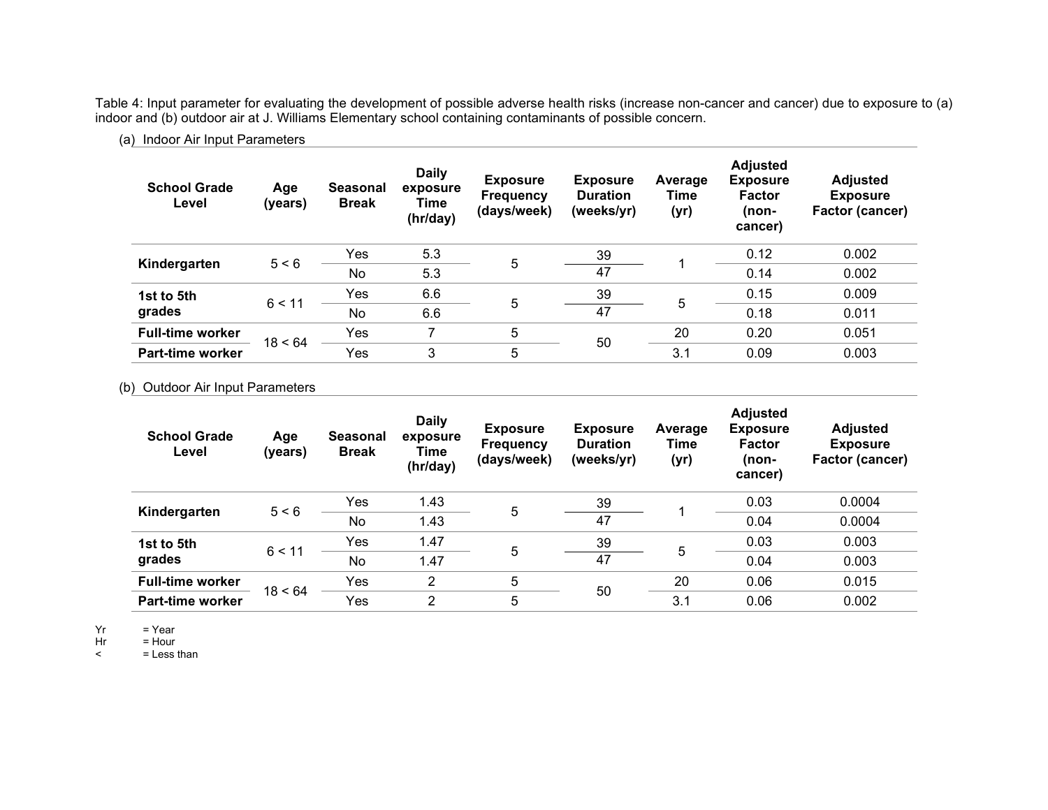Table 4: Input parameter for evaluating the development of possible adverse health risks (increase non-cancer and cancer) due to exposure to (a) indoor and (b) outdoor air at J. Williams Elementary school containing contaminants of possible concern.

(a) Indoor Air Input Parameters

| School Grade Level | Age (years) | Seasonal Break | Daily exposure Time (hr/day) | Exposure Frequency (days/week) | Exposure Duration (weeks/yr) | Average Time (yr) | Adjusted Exposure Factor (non-cancer) | Adjusted Exposure Factor (cancer) |
|---|---|---|---|---|---|---|---|---|
| Kindergarten | 5 < 6 | Yes | 5.3 | 5 | 39 | 1 | 0.12 | 0.002 |
| | | No | 5.3 | | 47 | | 0.14 | 0.002 |
| 1st to 5th grades | 6 < 11 | Yes | 6.6 | 5 | 39 | 5 | 0.15 | 0.009 |
| | | No | 6.6 | | 47 | | 0.18 | 0.011 |
| Full-time worker | 18 < 64 | Yes | 7 | 5 | 50 | 20 | 0.20 | 0.051 |
| Part-time worker | | Yes | 3 | 5 | | 3.1 | 0.09 | 0.003 |

(b) Outdoor Air Input Parameters

| School Grade Level | Age (years) | Seasonal Break | Daily exposure Time (hr/day) | Exposure Frequency (days/week) | Exposure Duration (weeks/yr) | Average Time (yr) | Adjusted Exposure Factor (non-cancer) | Adjusted Exposure Factor (cancer) |
|---|---|---|---|---|---|---|---|---|
| Kindergarten | 5 < 6 | Yes | 1.43 | 5 | 39 | 1 | 0.03 | 0.0004 |
| | | No | 1.43 | | 47 | | 0.04 | 0.0004 |
| 1st to 5th grades | 6 < 11 | Yes | 1.47 | 5 | 39 | 5 | 0.03 | 0.003 |
| | | No | 1.47 | | 47 | | 0.04 | 0.003 |
| Full-time worker | 18 < 64 | Yes | 2 | 5 | 50 | 20 | 0.06 | 0.015 |
| Part-time worker | | Yes | 2 | 5 | | 3.1 | 0.06 | 0.002 |

Yr = Year
Hr = Hour
< = Less than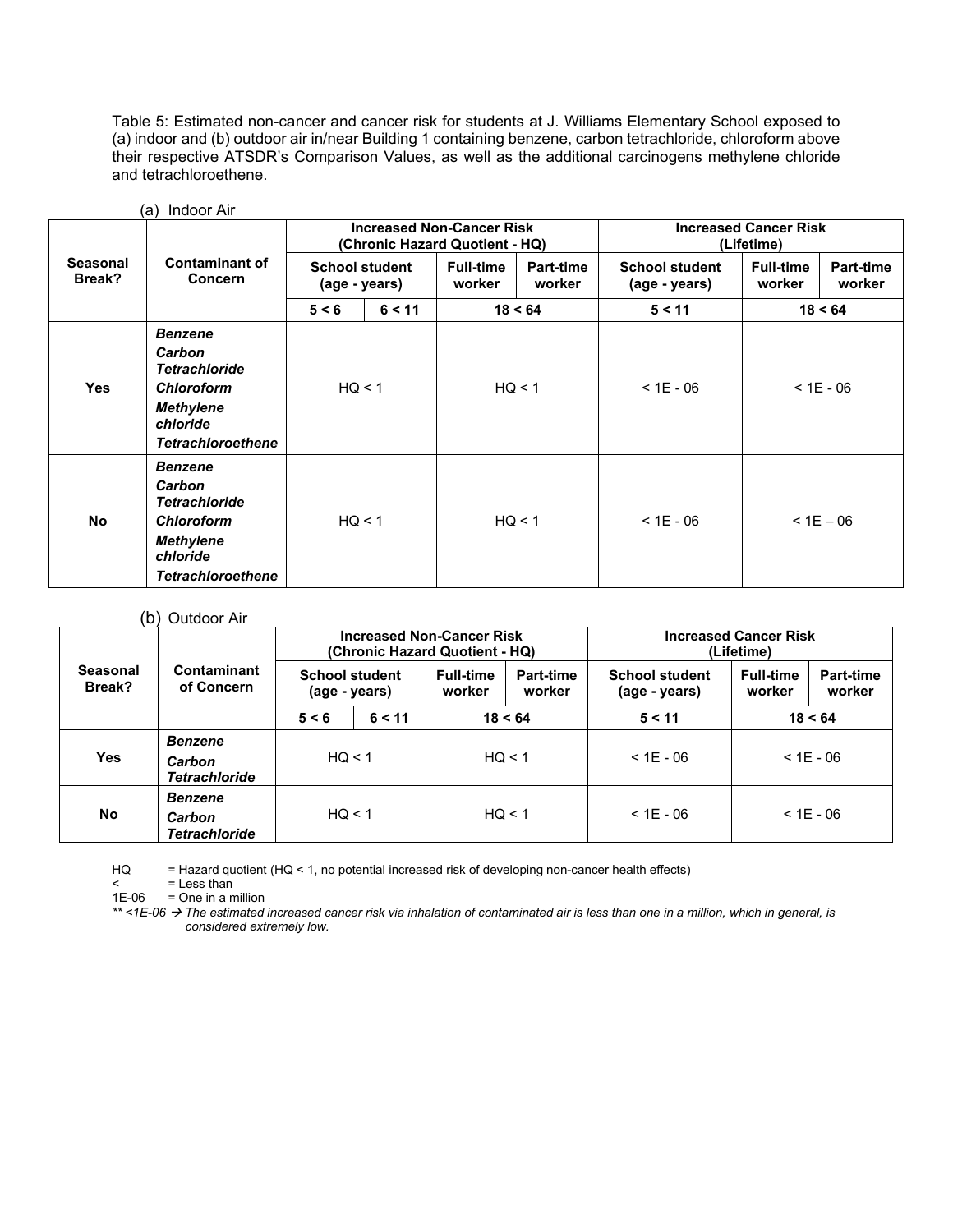Table 5: Estimated non-cancer and cancer risk for students at J. Williams Elementary School exposed to (a) indoor and (b) outdoor air in/near Building 1 containing benzene, carbon tetrachloride, chloroform above their respective ATSDR's Comparison Values, as well as the additional carcinogens methylene chloride and tetrachloroethene.

(a) Indoor Air

| Seasonal Break? | Contaminant of Concern | Increased Non-Cancer Risk (Chronic Hazard Quotient - HQ) | | | | Increased Cancer Risk (Lifetime) | | |
|---|---|---|---|---|---|---|---|---|
| | | School student (age - years) | | Full-time worker | Part-time worker | School student (age - years) | Full-time worker | Part-time worker |
| | | 5 < 6 | 6 < 11 | 18 < 64 | | 5 < 11 | 18 < 64 | |
| **Yes** | ***Benzene*** ***Carbon Tetrachloride*** ***Chloroform*** ***Methylene chloride*** ***Tetrachloroethene*** | HQ < 1 | | HQ < 1 | | < 1E - 06 | < 1E - 06 | |
| **No** | ***Benzene*** ***Carbon Tetrachloride*** ***Chloroform*** ***Methylene chloride*** ***Tetrachloroethene*** | HQ < 1 | | HQ < 1 | | < 1E - 06 | < 1E – 06 | |

(b) Outdoor Air

| Seasonal Break? | Contaminant of Concern | Increased Non-Cancer Risk (Chronic Hazard Quotient - HQ) | | | | Increased Cancer Risk (Lifetime) | | |
|---|---|---|---|---|---|---|---|---|
| | | School student (age - years) | | Full-time worker | Part-time worker | School student (age - years) | Full-time worker | Part-time worker |
| | | 5 < 6 | 6 < 11 | 18 < 64 | | 5 < 11 | 18 < 64 | |
| **Yes** | ***Benzene*** ***Carbon Tetrachloride*** | HQ < 1 | | HQ < 1 | | < 1E - 06 | < 1E - 06 | |
| **No** | ***Benzene*** ***Carbon Tetrachloride*** | HQ < 1 | | HQ < 1 | | < 1E - 06 | < 1E - 06 | |

HQ = Hazard quotient (HQ < 1, no potential increased risk of developing non-cancer health effects)
< = Less than
1E-06 = One in a million
*** <1E-06 → The estimated increased cancer risk via inhalation of contaminated air is less than one in a million, which in general, is considered extremely low.*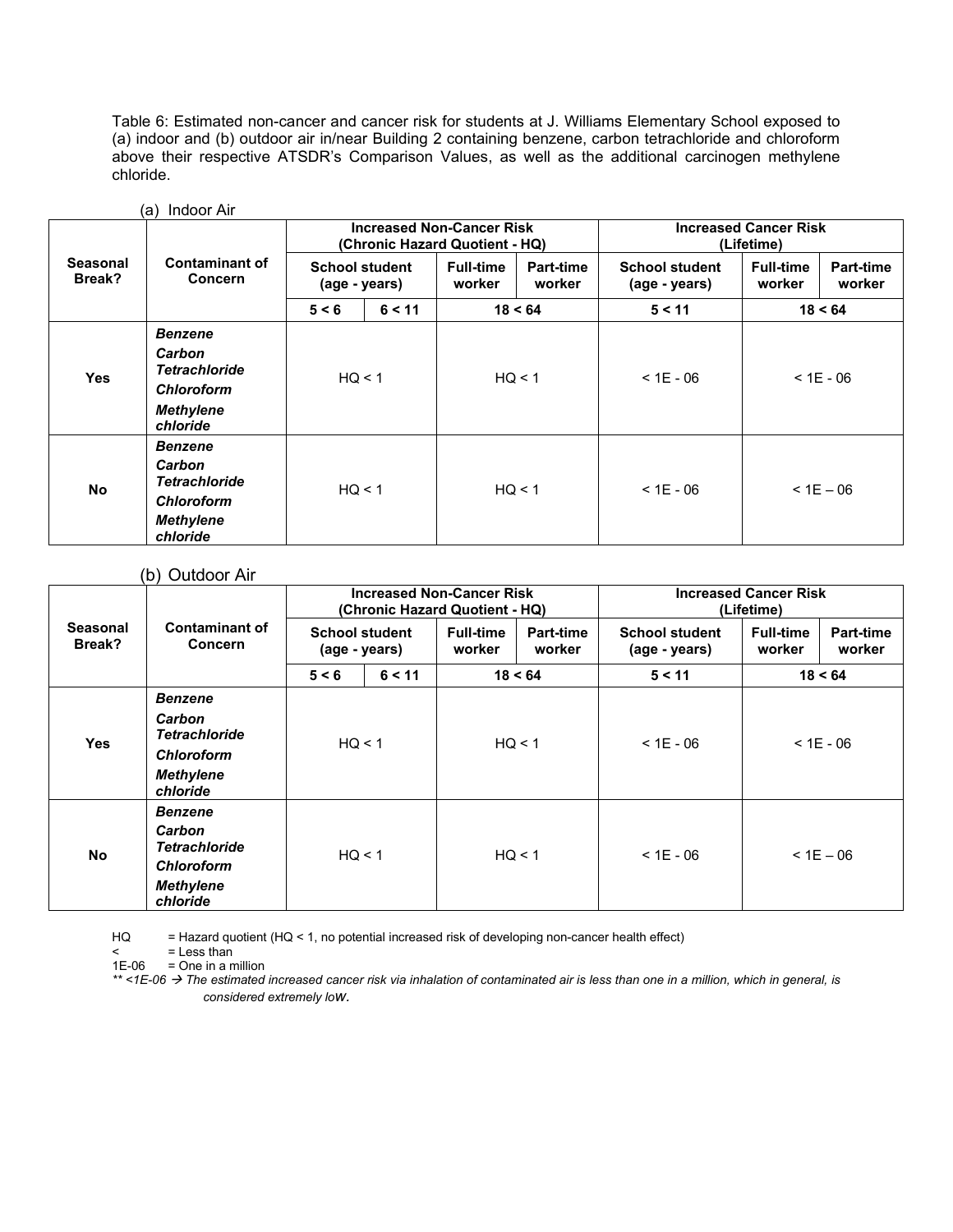Table 6: Estimated non-cancer and cancer risk for students at J. Williams Elementary School exposed to (a) indoor and (b) outdoor air in/near Building 2 containing benzene, carbon tetrachloride and chloroform above their respective ATSDR's Comparison Values, as well as the additional carcinogen methylene chloride.

(a) Indoor Air

| Seasonal Break? | Contaminant of Concern | Increased Non-Cancer Risk (Chronic Hazard Quotient - HQ) | | | | Increased Cancer Risk (Lifetime) | | |
|---|---|---|---|---|---|---|---|---|
| | | School student (age - years) | | Full-time worker | Part-time worker | School student (age - years) | Full-time worker | Part-time worker |
| | | 5 < 6 | 6 < 11 | 18 < 64 | | 5 < 11 | 18 < 64 | |
| Yes | ***Benzene*** ***Carbon Tetrachloride*** ***Chloroform*** ***Methylene chloride*** | HQ < 1 | | HQ < 1 | | < 1E - 06 | < 1E - 06 | |
| No | ***Benzene*** ***Carbon Tetrachloride*** ***Chloroform*** ***Methylene chloride*** | HQ < 1 | | HQ < 1 | | < 1E - 06 | < 1E – 06 | |

(b) Outdoor Air

| Seasonal Break? | Contaminant of Concern | Increased Non-Cancer Risk (Chronic Hazard Quotient - HQ) | | | | Increased Cancer Risk (Lifetime) | | |
|---|---|---|---|---|---|---|---|---|
| | | School student (age - years) | | Full-time worker | Part-time worker | School student (age - years) | Full-time worker | Part-time worker |
| | | 5 < 6 | 6 < 11 | 18 < 64 | | 5 < 11 | 18 < 64 | |
| Yes | ***Benzene*** ***Carbon Tetrachloride*** ***Chloroform*** ***Methylene chloride*** | HQ < 1 | | HQ < 1 | | < 1E - 06 | < 1E - 06 | |
| No | ***Benzene*** ***Carbon Tetrachloride*** ***Chloroform*** ***Methylene chloride*** | HQ < 1 | | HQ < 1 | | < 1E - 06 | < 1E – 06 | |

HQ = Hazard quotient (HQ < 1, no potential increased risk of developing non-cancer health effect)
< = Less than
1E-06 = One in a million
*** <1E-06 → The estimated increased cancer risk via inhalation of contaminated air is less than one in a million, which in general, is considered extremely low.*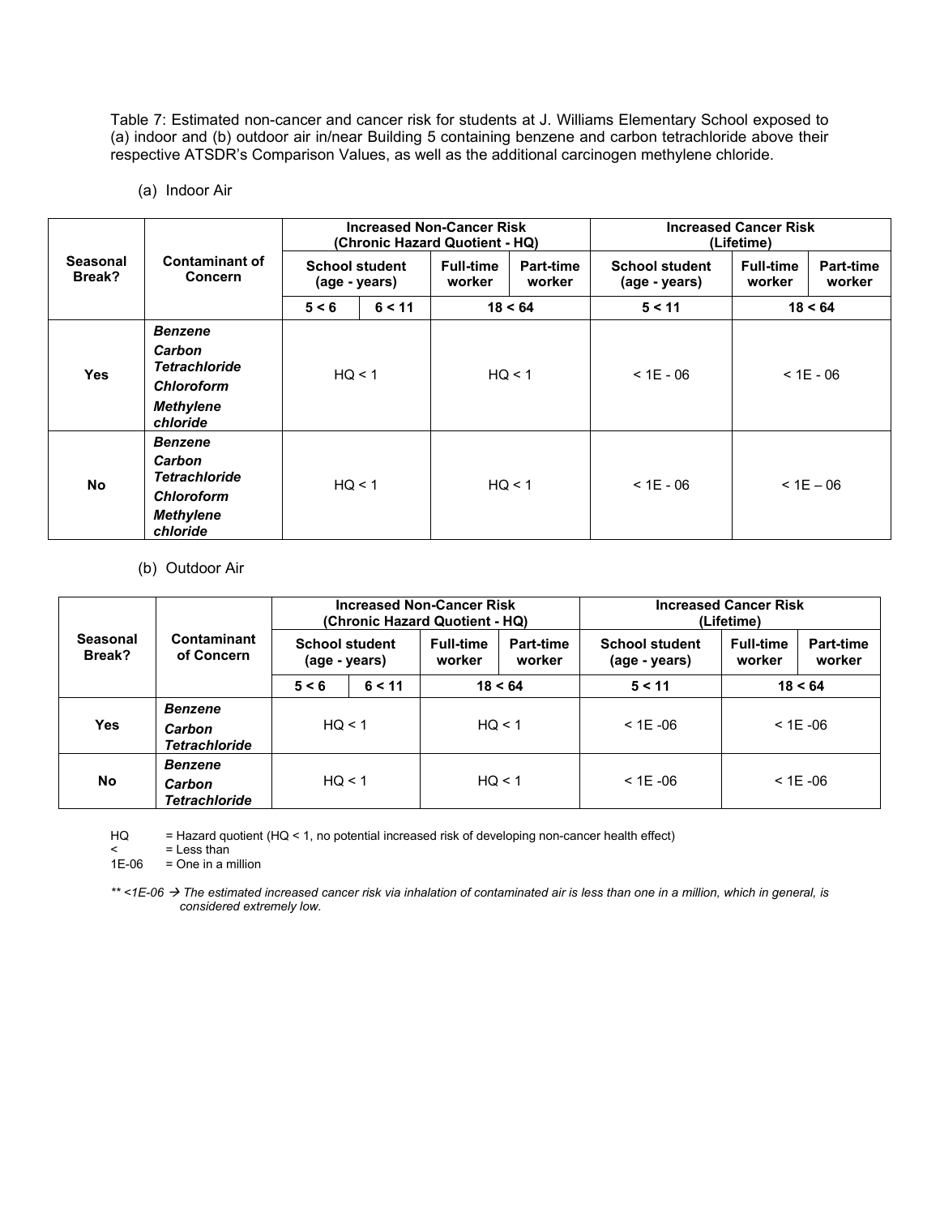Table 7: Estimated non-cancer and cancer risk for students at J. Williams Elementary School exposed to (a) indoor and (b) outdoor air in/near Building 5 containing benzene and carbon tetrachloride above their respective ATSDR's Comparison Values, as well as the additional carcinogen methylene chloride.

(a) Indoor Air

| Seasonal Break? | Contaminant of Concern | Increased Non-Cancer Risk (Chronic Hazard Quotient - HQ) | | | | Increased Cancer Risk (Lifetime) | | |
|---|---|---|---|---|---|---|---|---|
| | | School student (age - years) | | Full-time worker | Part-time worker | School student (age - years) | Full-time worker | Part-time worker |
| | | 5 < 6 | 6 < 11 | 18 < 64 | | 5 < 11 | 18 < 64 | |
| Yes | ***Benzene*** ***Carbon Tetrachloride*** ***Chloroform*** ***Methylene chloride*** | HQ < 1 | | HQ < 1 | | < 1E - 06 | < 1E - 06 | |
| No | ***Benzene*** ***Carbon Tetrachloride*** ***Chloroform*** ***Methylene chloride*** | HQ < 1 | | HQ < 1 | | < 1E - 06 | < 1E – 06 | |

(b) Outdoor Air

| Seasonal Break? | Contaminant of Concern | Increased Non-Cancer Risk (Chronic Hazard Quotient - HQ) | | | | Increased Cancer Risk (Lifetime) | | |
|---|---|---|---|---|---|---|---|---|
| | | School student (age - years) | | Full-time worker | Part-time worker | School student (age - years) | Full-time worker | Part-time worker |
| | | 5 < 6 | 6 < 11 | 18 < 64 | | 5 < 11 | 18 < 64 | |
| Yes | ***Benzene*** ***Carbon Tetrachloride*** | HQ < 1 | | HQ < 1 | | < 1E -06 | < 1E -06 | |
| No | ***Benzene*** ***Carbon Tetrachloride*** | HQ < 1 | | HQ < 1 | | < 1E -06 | < 1E -06 | |

HQ = Hazard quotient (HQ < 1, no potential increased risk of developing non-cancer health effect)
< = Less than
1E-06 = One in a million

*** <1E-06 → The estimated increased cancer risk via inhalation of contaminated air is less than one in a million, which in general, is considered extremely low.*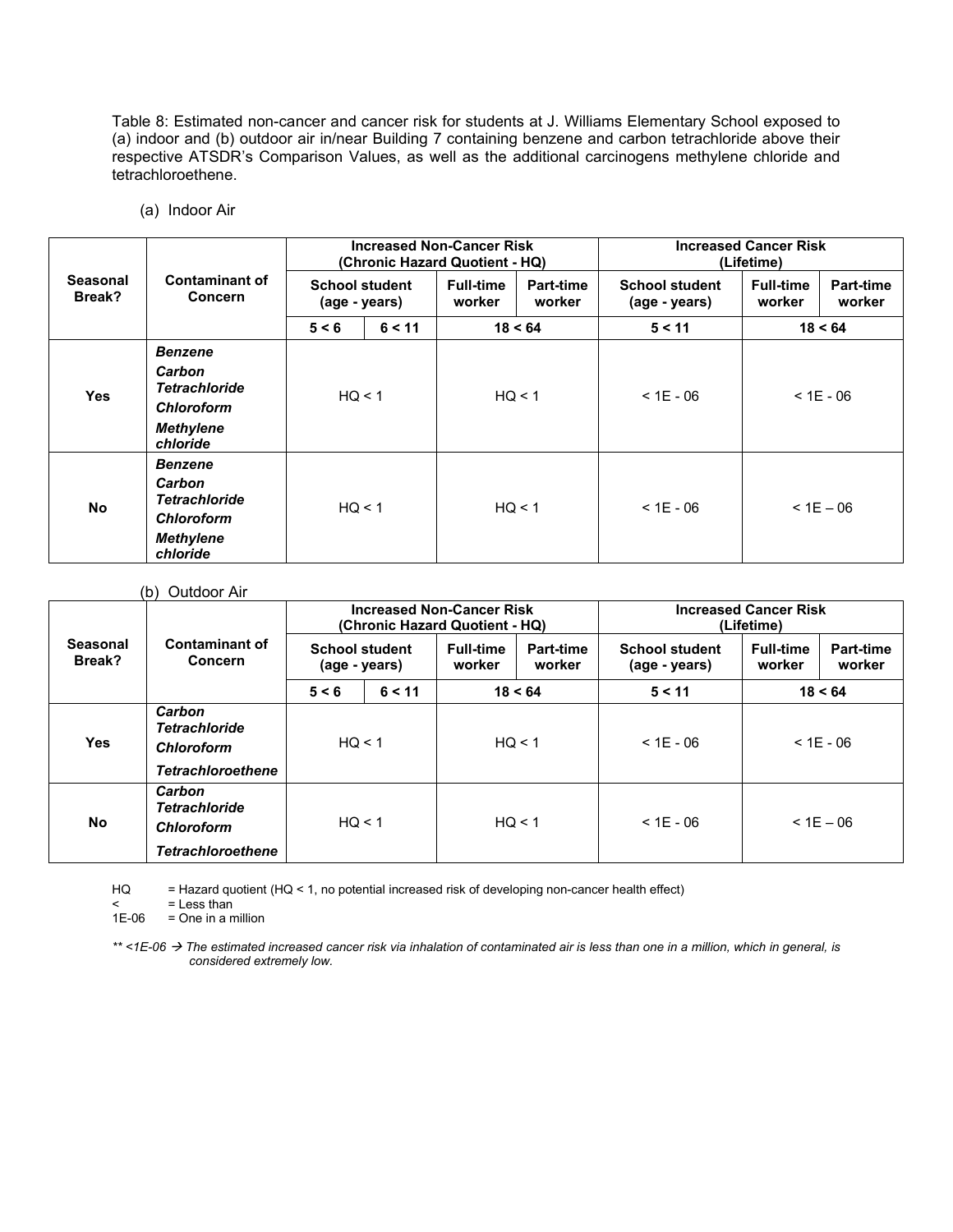Table 8: Estimated non-cancer and cancer risk for students at J. Williams Elementary School exposed to (a) indoor and (b) outdoor air in/near Building 7 containing benzene and carbon tetrachloride above their respective ATSDR's Comparison Values, as well as the additional carcinogens methylene chloride and tetrachloroethene.

(a) Indoor Air

| Seasonal Break? | Contaminant of Concern | Increased Non-Cancer Risk (Chronic Hazard Quotient - HQ) | | | | Increased Cancer Risk (Lifetime) | | |
|---|---|---|---|---|---|---|---|---|
| | | School student (age - years) | | Full-time worker | Part-time worker | School student (age - years) | Full-time worker | Part-time worker |
| | | 5 < 6 | 6 < 11 | 18 < 64 | | 5 < 11 | 18 < 64 | |
| Yes | ***Benzene*** ***Carbon Tetrachloride*** ***Chloroform*** ***Methylene chloride*** | HQ < 1 | | HQ < 1 | | < 1E - 06 | < 1E - 06 | |
| No | ***Benzene*** ***Carbon Tetrachloride*** ***Chloroform*** ***Methylene chloride*** | HQ < 1 | | HQ < 1 | | < 1E - 06 | < 1E – 06 | |

(b) Outdoor Air

| Seasonal Break? | Contaminant of Concern | Increased Non-Cancer Risk (Chronic Hazard Quotient - HQ) | | | | Increased Cancer Risk (Lifetime) | | |
|---|---|---|---|---|---|---|---|---|
| | | School student (age - years) | | Full-time worker | Part-time worker | School student (age - years) | Full-time worker | Part-time worker |
| | | 5 < 6 | 6 < 11 | 18 < 64 | | 5 < 11 | 18 < 64 | |
| Yes | ***Carbon Tetrachloride*** ***Chloroform*** ***Tetrachloroethene*** | HQ < 1 | | HQ < 1 | | < 1E - 06 | < 1E - 06 | |
| No | ***Carbon Tetrachloride*** ***Chloroform*** ***Tetrachloroethene*** | HQ < 1 | | HQ < 1 | | < 1E - 06 | < 1E – 06 | |

HQ = Hazard quotient (HQ < 1, no potential increased risk of developing non-cancer health effect)
< = Less than
1E-06 = One in a million

*\*\* <1E-06 → The estimated increased cancer risk via inhalation of contaminated air is less than one in a million, which in general, is considered extremely low.*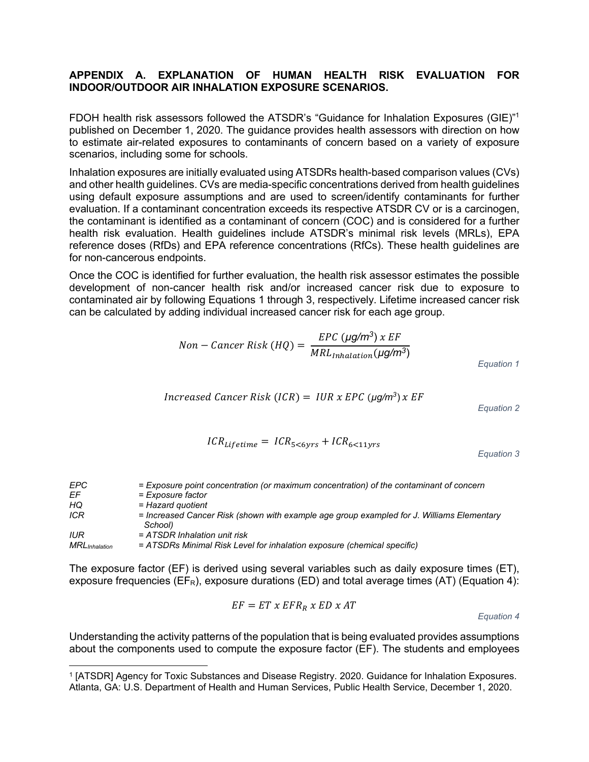# APPENDIX A. EXPLANATION OF HUMAN HEALTH RISK EVALUATION FOR INDOOR/OUTDOOR AIR INHALATION EXPOSURE SCENARIOS.

FDOH health risk assessors followed the ATSDR's "Guidance for Inhalation Exposures (GIE)"[1] published on December 1, 2020. The guidance provides health assessors with direction on how to estimate air-related exposures to contaminants of concern based on a variety of exposure scenarios, including some for schools.

Inhalation exposures are initially evaluated using ATSDRs health-based comparison values (CVs) and other health guidelines. CVs are media-specific concentrations derived from health guidelines using default exposure assumptions and are used to screen/identify contaminants for further evaluation. If a contaminant concentration exceeds its respective ATSDR CV or is a carcinogen, the contaminant is identified as a contaminant of concern (COC) and is considered for a further health risk evaluation. Health guidelines include ATSDR's minimal risk levels (MRLs), EPA reference doses (RfDs) and EPA reference concentrations (RfCs). These health guidelines are for non-cancerous endpoints.

Once the COC is identified for further evaluation, the health risk assessor estimates the possible development of non-cancer health risk and/or increased cancer risk due to exposure to contaminated air by following Equations 1 through 3, respectively. Lifetime increased cancer risk can be calculated by adding individual increased cancer risk for each age group.

$$Non - Cancer\ Risk\ (HQ) = \frac{EPC\ (\mu g/m^3)\ x\ EF}{MRL_{Inhalation}(\mu g/m^3)}$$

*Equation 1*

$$Increased\ Cancer\ Risk\ (ICR) = IUR\ x\ EPC\ (\mu g/m^3)\ x\ EF$$

*Equation 2*

$$ICR_{Lifetime} = ICR_{5<6yrs} + ICR_{6<11yrs}$$

*Equation 3*

| | |
|---|---|
| *EPC* | *= Exposure point concentration (or maximum concentration) of the contaminant of concern* |
| *EF* | *= Exposure factor* |
| *HQ* | *= Hazard quotient* |
| *ICR* | *= Increased Cancer Risk (shown with example age group exampled for J. Williams Elementary School)* |
| *IUR* | *= ATSDR Inhalation unit risk* |
| $MRL_{Inhalation}$ | *= ATSDRs Minimal Risk Level for inhalation exposure (chemical specific)* |

The exposure factor (EF) is derived using several variables such as daily exposure times (ET), exposure frequencies ($EF_R$), exposure durations (ED) and total average times (AT) (Equation 4):

$$EF = ET\ x\ EFR_R\ x\ ED\ x\ AT$$

*Equation 4*

Understanding the activity patterns of the population that is being evaluated provides assumptions about the components used to compute the exposure factor (EF). The students and employees

[1] [ATSDR] Agency for Toxic Substances and Disease Registry. 2020. Guidance for Inhalation Exposures. Atlanta, GA: U.S. Department of Health and Human Services, Public Health Service, December 1, 2020.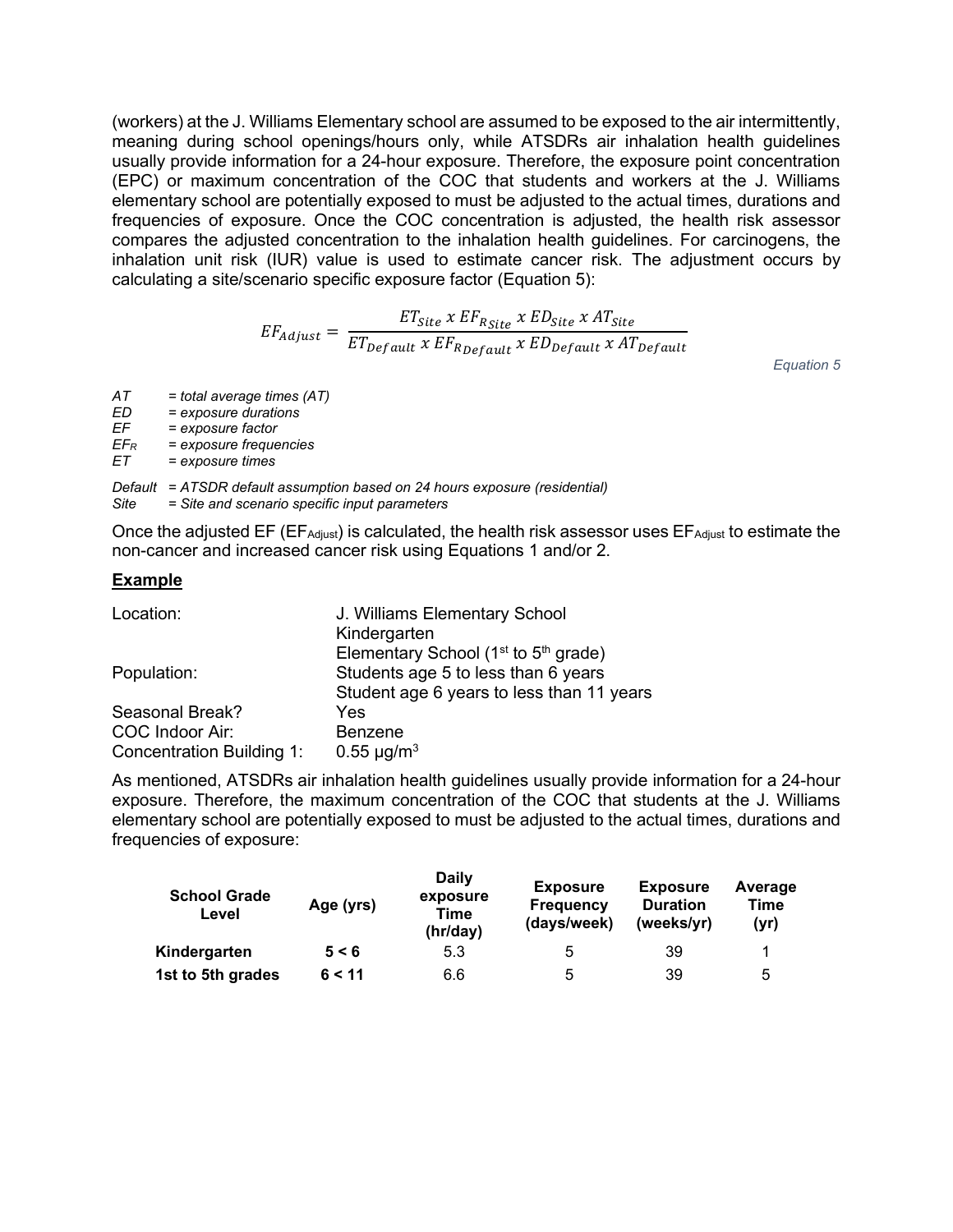(workers) at the J. Williams Elementary school are assumed to be exposed to the air intermittently, meaning during school openings/hours only, while ATSDRs air inhalation health guidelines usually provide information for a 24-hour exposure. Therefore, the exposure point concentration (EPC) or maximum concentration of the COC that students and workers at the J. Williams elementary school are potentially exposed to must be adjusted to the actual times, durations and frequencies of exposure. Once the COC concentration is adjusted, the health risk assessor compares the adjusted concentration to the inhalation health guidelines. For carcinogens, the inhalation unit risk (IUR) value is used to estimate cancer risk. The adjustment occurs by calculating a site/scenario specific exposure factor (Equation 5):

$$EF_{Adjust} = \frac{ET_{Site} \ x \ EF_{R_{Site}} \ x \ ED_{Site} \ x \ AT_{Site}}{ET_{Default} \ x \ EF_{R_{Default}} \ x \ ED_{Default} \ x \ AT_{Default}}$$

*Equation 5*

*AT = total average times (AT)*
*ED = exposure durations*
*EF = exposure factor*
*$EF_R$ = exposure frequencies*
*ET = exposure times*

*Default = ATSDR default assumption based on 24 hours exposure (residential)*
*Site = Site and scenario specific input parameters*

Once the adjusted EF ($EF_{Adjust}$) is calculated, the health risk assessor uses $EF_{Adjust}$ to estimate the non-cancer and increased cancer risk using Equations 1 and/or 2.

**Example**

| | |
|---|---|
| Location: | J. Williams Elementary School<br>Kindergarten<br>Elementary School (1st to 5th grade) |
| Population: | Students age 5 to less than 6 years<br>Student age 6 years to less than 11 years |
| Seasonal Break? | Yes |
| COC Indoor Air: | Benzene |
| Concentration Building 1: | 0.55 μg/m$^3$ |

As mentioned, ATSDRs air inhalation health guidelines usually provide information for a 24-hour exposure. Therefore, the maximum concentration of the COC that students at the J. Williams elementary school are potentially exposed to must be adjusted to the actual times, durations and frequencies of exposure:

| School Grade Level | Age (yrs) | Daily exposure Time (hr/day) | Exposure Frequency (days/week) | Exposure Duration (weeks/yr) | Average Time (yr) |
|---|---|---|---|---|---|
| **Kindergarten** | **5 < 6** | 5.3 | 5 | 39 | 1 |
| **1st to 5th grades** | **6 < 11** | 6.6 | 5 | 39 | 5 |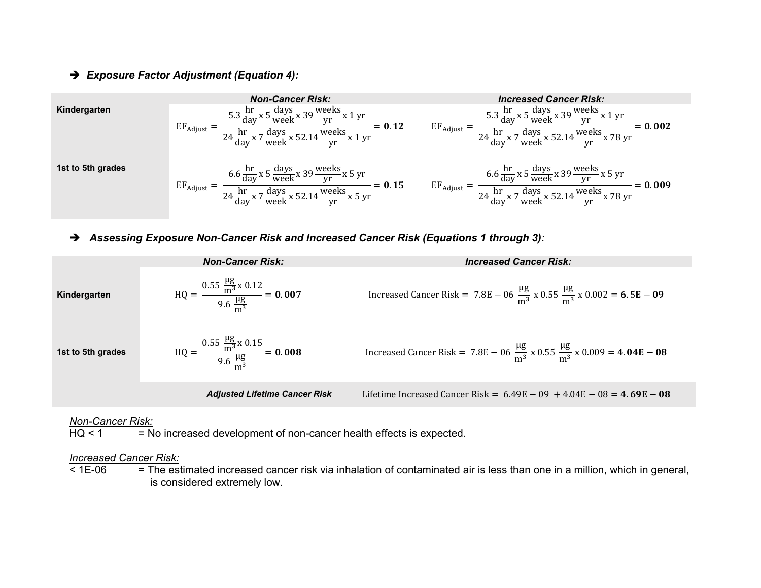➔ ***Exposure Factor Adjustment (Equation 4):***

| | ***Non-Cancer Risk:*** | ***Increased Cancer Risk:*** |
|---|---|---|
| **Kindergarten** | $EF_{Adjust} = \frac{5.3 \frac{hr}{day} \times 5 \frac{days}{week} \times 39 \frac{weeks}{yr} \times 1\ yr}{24 \frac{hr}{day} \times 7 \frac{days}{week} \times 52.14 \frac{weeks}{yr} \times 1\ yr} = \mathbf{0.12}$ | $EF_{Adjust} = \frac{5.3 \frac{hr}{day} \times 5 \frac{days}{week} \times 39 \frac{weeks}{yr} \times 1\ yr}{24 \frac{hr}{day} \times 7 \frac{days}{week} \times 52.14 \frac{weeks}{yr} \times 78\ yr} = \mathbf{0.002}$ |
| **1st to 5th grades** | $EF_{Adjust} = \frac{6.6 \frac{hr}{day} \times 5 \frac{days}{week} \times 39 \frac{weeks}{yr} \times 5\ yr}{24 \frac{hr}{day} \times 7 \frac{days}{week} \times 52.14 \frac{weeks}{yr} \times 5\ yr} = \mathbf{0.15}$ | $EF_{Adjust} = \frac{6.6 \frac{hr}{day} \times 5 \frac{days}{week} \times 39 \frac{weeks}{yr} \times 5\ yr}{24 \frac{hr}{day} \times 7 \frac{days}{week} \times 52.14 \frac{weeks}{yr} \times 78\ yr} = \mathbf{0.009}$ |

➔ ***Assessing Exposure Non-Cancer Risk and Increased Cancer Risk (Equations 1 through 3):***

| | ***Non-Cancer Risk:*** | ***Increased Cancer Risk:*** |
|---|---|---|
| **Kindergarten** | $HQ = \frac{0.55 \frac{\mu g}{m^3} \times 0.12}{9.6 \frac{\mu g}{m^3}} = \mathbf{0.007}$ | $\text{Increased Cancer Risk} = 7.8E-06 \frac{\mu g}{m^3} \times 0.55 \frac{\mu g}{m^3} \times 0.002 = \mathbf{6.5E-09}$ |
| **1st to 5th grades** | $HQ = \frac{0.55 \frac{\mu g}{m^3} \times 0.15}{9.6 \frac{\mu g}{m^3}} = \mathbf{0.008}$ | $\text{Increased Cancer Risk} = 7.8E-06 \frac{\mu g}{m^3} \times 0.55 \frac{\mu g}{m^3} \times 0.009 = \mathbf{4.04E-08}$ |
| | ***Adjusted Lifetime Cancer Risk*** | $\text{Lifetime Increased Cancer Risk} = 6.49E-09 + 4.04E-08 = \mathbf{4.69E-08}$ |

*Non-Cancer Risk:*

HQ < 1 = No increased development of non-cancer health effects is expected.

*Increased Cancer Risk:*

< 1E-06 = The estimated increased cancer risk via inhalation of contaminated air is less than one in a million, which in general, is considered extremely low.